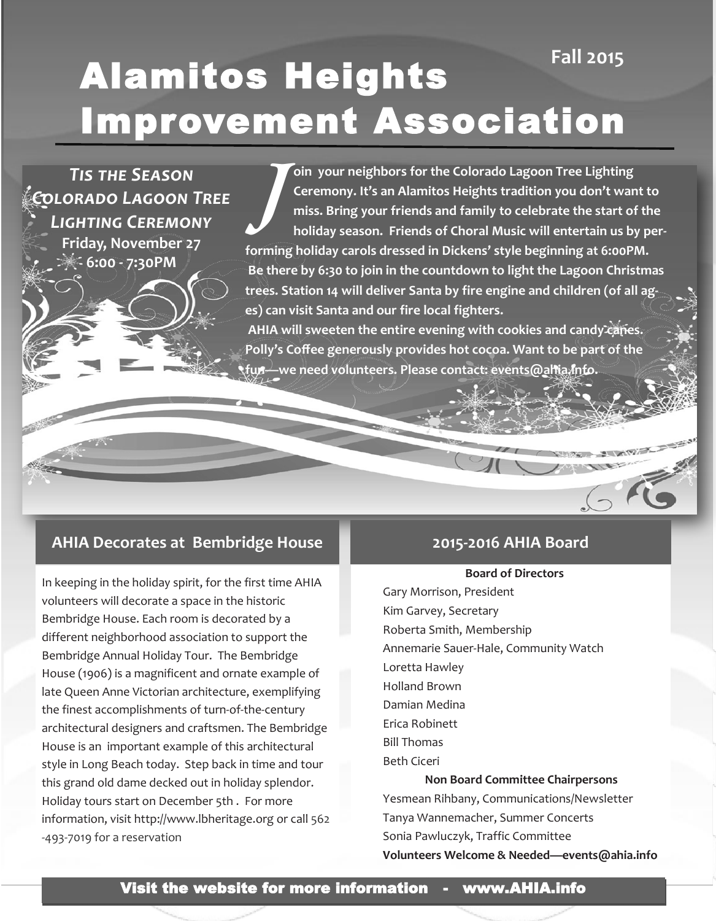# Alamitos Heights Improvement Association

**Fall 2015**

***Tis the Season Colorado Lagoon Tree Lighting Ceremony***

**Friday, November 27**

**6:00 - 7:30PM**

**Join your neighbors for the Colorado Lagoon Tree Lighting Ceremony. It's an Alamitos Heights tradition you don't want to miss. Bring your friends and family to celebrate the start of the holiday season. Friends of Choral Music will entertain us by performing holiday carols dressed in Dickens' style beginning at 6:00PM. Be there by 6:30 to join in the countdown to light the Lagoon Christmas trees. Station 14 will deliver Santa by fire engine and children (of all ages) can visit Santa and our fire local fighters.**

**AHIA will sweeten the entire evening with cookies and candy canes. Polly's Coffee generously provides hot cocoa. Want to be part of the fun—we need volunteers. Please contact: events@ahia.info.**

## AHIA Decorates at Bembridge House

In keeping in the holiday spirit, for the first time AHIA volunteers will decorate a space in the historic Bembridge House. Each room is decorated by a different neighborhood association to support the Bembridge Annual Holiday Tour. The Bembridge House (1906) is a magnificent and ornate example of late Queen Anne Victorian architecture, exemplifying the finest accomplishments of turn-of-the-century architectural designers and craftsmen. The Bembridge House is an important example of this architectural style in Long Beach today. Step back in time and tour this grand old dame decked out in holiday splendor. Holiday tours start on December 5th . For more information, visit http://www.lbheritage.org or call 562-493-7019 for a reservation

## 2015-2016 AHIA Board

**Board of Directors**

Gary Morrison, President
Kim Garvey, Secretary
Roberta Smith, Membership
Annemarie Sauer-Hale, Community Watch
Loretta Hawley
Holland Brown
Damian Medina
Erica Robinett
Bill Thomas
Beth Ciceri

**Non Board Committee Chairpersons**

Yesmean Rihbany, Communications/Newsletter
Tanya Wannemacher, Summer Concerts
Sonia Pawluczyk, Traffic Committee
**Volunteers Welcome & Needed—events@ahia.info**

**Visit the website for more information - www.AHIA.info**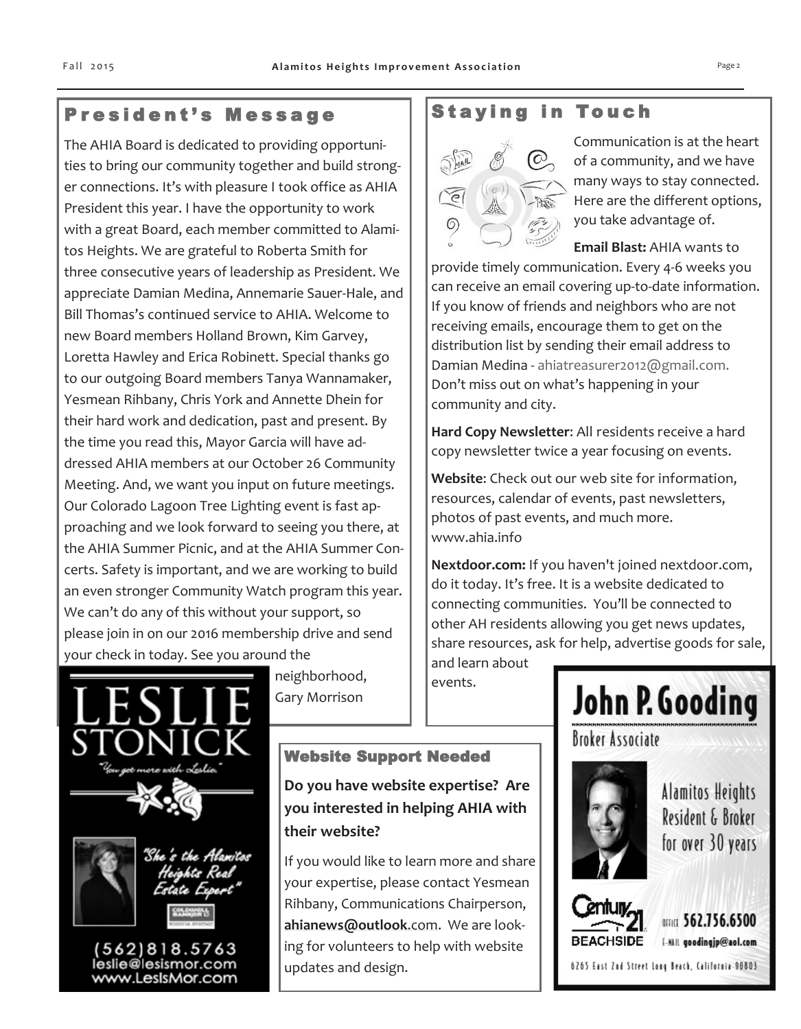## President's Message

The AHIA Board is dedicated to providing opportunities to bring our community together and build stronger connections. It's with pleasure I took office as AHIA President this year. I have the opportunity to work with a great Board, each member committed to Alamitos Heights. We are grateful to Roberta Smith for three consecutive years of leadership as President. We appreciate Damian Medina, Annemarie Sauer-Hale, and Bill Thomas's continued service to AHIA. Welcome to new Board members Holland Brown, Kim Garvey, Loretta Hawley and Erica Robinett. Special thanks go to our outgoing Board members Tanya Wannamaker, Yesmean Rihbany, Chris York and Annette Dhein for their hard work and dedication, past and present. By the time you read this, Mayor Garcia will have addressed AHIA members at our October 26 Community Meeting. And, we want you input on future meetings. Our Colorado Lagoon Tree Lighting event is fast approaching and we look forward to seeing you there, at the AHIA Summer Picnic, and at the AHIA Summer Concerts. Safety is important, and we are working to build an even stronger Community Watch program this year. We can't do any of this without your support, so please join in on our 2016 membership drive and send your check in today. See you around the neighborhood,

Gary Morrison

## Staying in Touch

Communication is at the heart of a community, and we have many ways to stay connected. Here are the different options, you take advantage of.

**Email Blast:** AHIA wants to provide timely communication. Every 4-6 weeks you can receive an email covering up-to-date information. If you know of friends and neighbors who are not receiving emails, encourage them to get on the distribution list by sending their email address to Damian Medina - ahiatreasurer2012@gmail.com. Don't miss out on what's happening in your community and city.

**Hard Copy Newsletter**: All residents receive a hard copy newsletter twice a year focusing on events.

**Website**: Check out our web site for information, resources, calendar of events, past newsletters, photos of past events, and much more. www.ahia.info

**Nextdoor.com:** If you haven't joined nextdoor.com, do it today. It's free. It is a website dedicated to connecting communities. You'll be connected to other AH residents allowing you get news updates, share resources, ask for help, advertise goods for sale, and learn about events.

### Website Support Needed

**Do you have website expertise? Are you interested in helping AHIA with their website?**

If you would like to learn more and share your expertise, please contact Yesmean Rihbany, Communications Chairperson, **ahianews@outlook**.com. We are looking for volunteers to help with website updates and design.

LESLIE STONICK

"You get more with Leslie"

"She's the Alamitos Heights Real Estate Expert"

(562)818.5763
leslie@lesismor.com
www.LesIsMor.com

John P. Gooding
Broker Associate

Alamitos Heights Resident & Broker for over 30 years

Century 21 BEACHSIDE

OFFICE 562.756.6500
E-MAIL goodingjp@aol.com

6265 East 2nd Street Long Beach, California 90803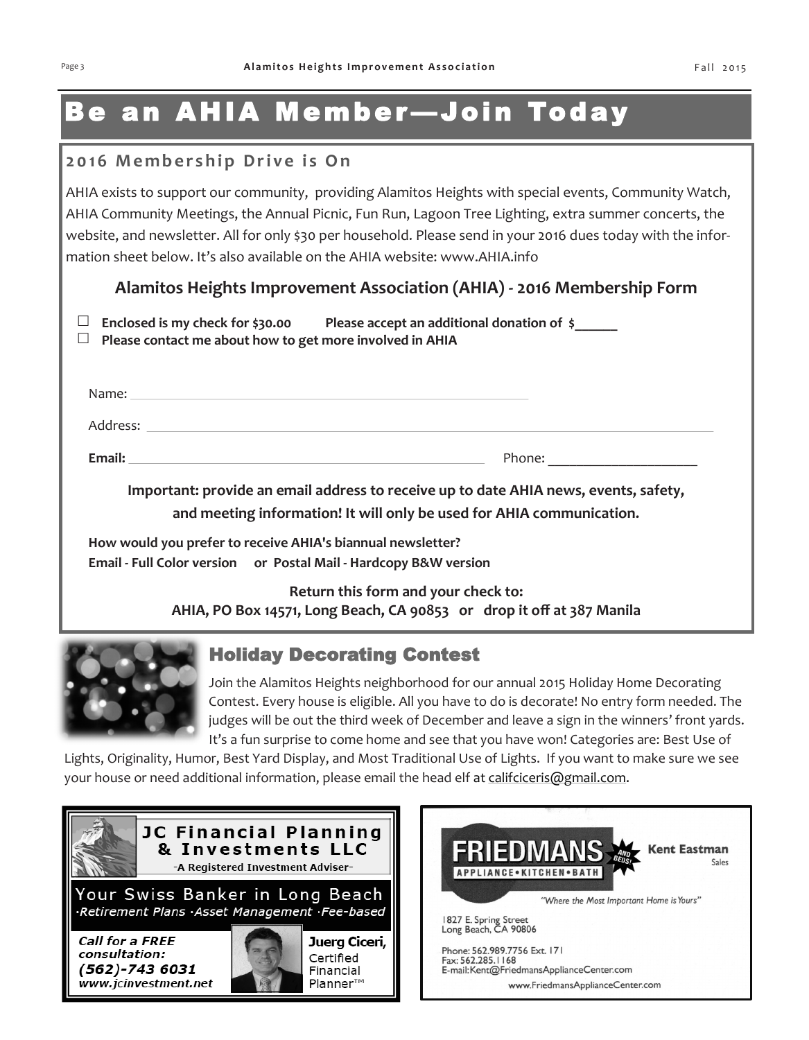# Be an AHIA Member—Join Today

## 2016 Membership Drive is On

AHIA exists to support our community, providing Alamitos Heights with special events, Community Watch, AHIA Community Meetings, the Annual Picnic, Fun Run, Lagoon Tree Lighting, extra summer concerts, the website, and newsletter. All for only $30 per household. Please send in your 2016 dues today with the information sheet below. It's also available on the AHIA website: www.AHIA.info

### Alamitos Heights Improvement Association (AHIA) - 2016 Membership Form

☐ **Enclosed is my check for $30.00**  **Please accept an additional donation of $______**
☐ **Please contact me about how to get more involved in AHIA**

Name: ____________________________________________

Address: ____________________________________________________________

**Email:** ________________________________________ Phone: ____________________

**Important: provide an email address to receive up to date AHIA news, events, safety, and meeting information! It will only be used for AHIA communication.**

**How would you prefer to receive AHIA's biannual newsletter?**
**Email - Full Color version or Postal Mail - Hardcopy B&W version**

**Return this form and your check to:**
**AHIA, PO Box 14571, Long Beach, CA 90853 or drop it off at 387 Manila**

## Holiday Decorating Contest

Join the Alamitos Heights neighborhood for our annual 2015 Holiday Home Decorating Contest. Every house is eligible. All you have to do is decorate! No entry form needed. The judges will be out the third week of December and leave a sign in the winners' front yards. It's a fun surprise to come home and see that you have won! Categories are: Best Use of Lights, Originality, Humor, Best Yard Display, and Most Traditional Use of Lights. If you want to make sure we see your house or need additional information, please email the head elf at califciceris@gmail.com.

**JC Financial Planning & Investments LLC**
-A Registered Investment Adviser-

Your Swiss Banker in Long Beach
·Retirement Plans ·Asset Management ·Fee-based

*Call for a FREE consultation:*
*(562)-743 6031*
*www.jcinvestment.net*

**Juerg Ciceri,**
Certified Financial Planner™

**FRIEDMANS** AND BEDS!
APPLIANCE • KITCHEN • BATH

**Kent Eastman**
Sales

*"Where the Most Important Home is Yours"*

1827 E. Spring Street
Long Beach, CA 90806

Phone: 562.989.7756 Ext. 171
Fax: 562.285.1168
E-mail:Kent@FriedmansApplianceCenter.com
www.FriedmansApplianceCenter.com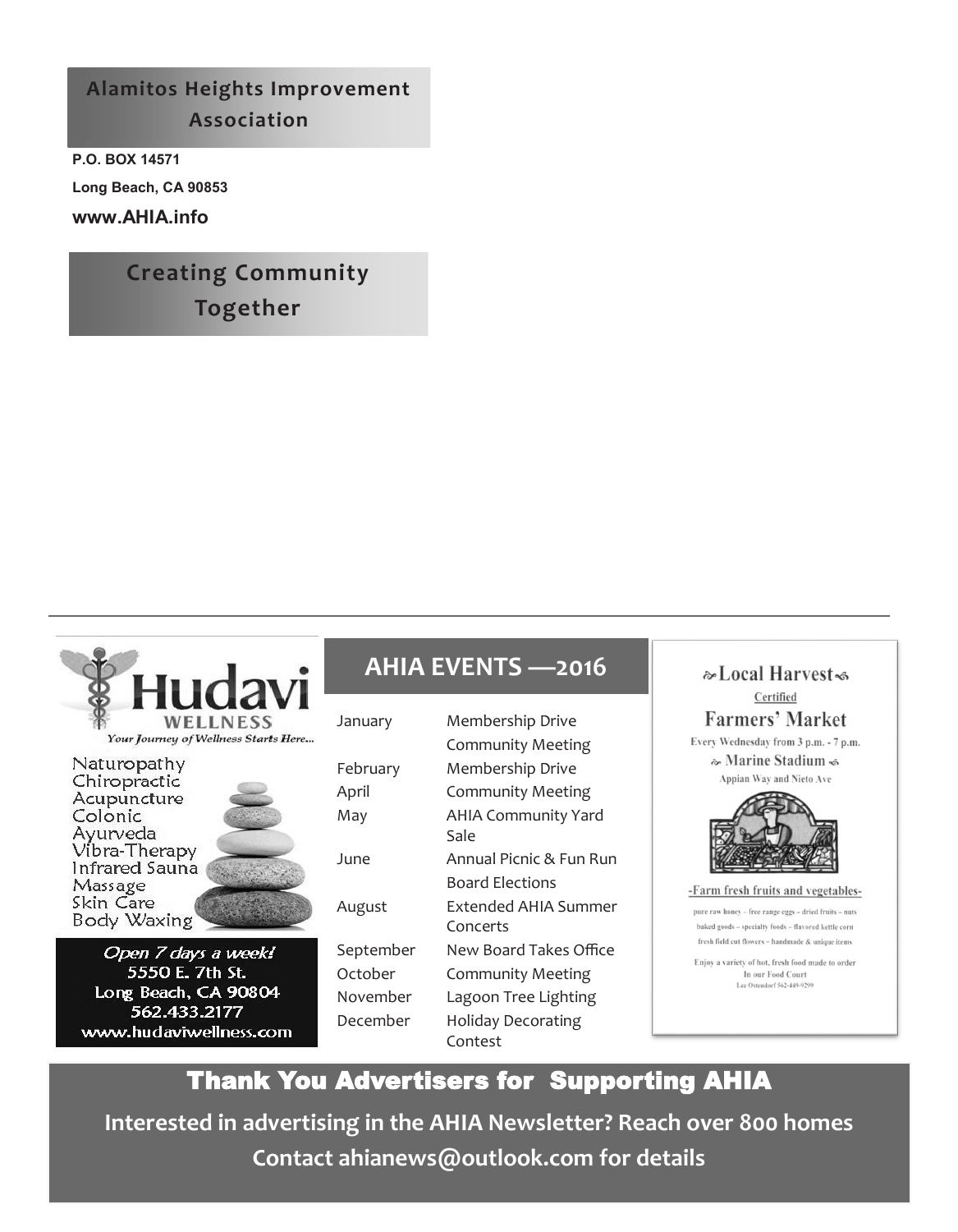## Alamitos Heights Improvement Association

**P.O. BOX 14571**

**Long Beach, CA 90853**

**www.AHIA.info**

## Creating Community Together

---

**Hudavi WELLNESS**

*Your Journey of Wellness Starts Here...*

Naturopathy
Chiropractic
Acupuncture
Colonic
Ayurveda
Vibra-Therapy
Infrared Sauna
Massage
Skin Care
Body Waxing

*Open 7 days a week!*
5550 E. 7th St.
Long Beach, CA 90804
562.433.2177
www.hudaviwellness.com

## AHIA EVENTS —2016

| | |
|---|---|
| January | Membership Drive |
| | Community Meeting |
| February | Membership Drive |
| April | Community Meeting |
| May | AHIA Community Yard Sale |
| June | Annual Picnic & Fun Run |
| | Board Elections |
| August | Extended AHIA Summer Concerts |
| September | New Board Takes Office |
| October | Community Meeting |
| November | Lagoon Tree Lighting |
| December | Holiday Decorating Contest |

**Local Harvest**

Certified

**Farmers' Market**

Every Wednesday from 3 p.m. - 7 p.m.

Marine Stadium

Appian Way and Nieto Ave

-Farm fresh fruits and vegetables-

pure raw honey – free range eggs – dried fruits – nuts
baked goods – specialty foods – flavored kettle corn
fresh field cut flowers – handmade & unique items

Enjoy a variety of hot, fresh food made to order
In our Food Court
Lee Ostendorf 562-449-9299

## Thank You Advertisers for Supporting AHIA

**Interested in advertising in the AHIA Newsletter? Reach over 800 homes**

**Contact ahianews@outlook.com for details**